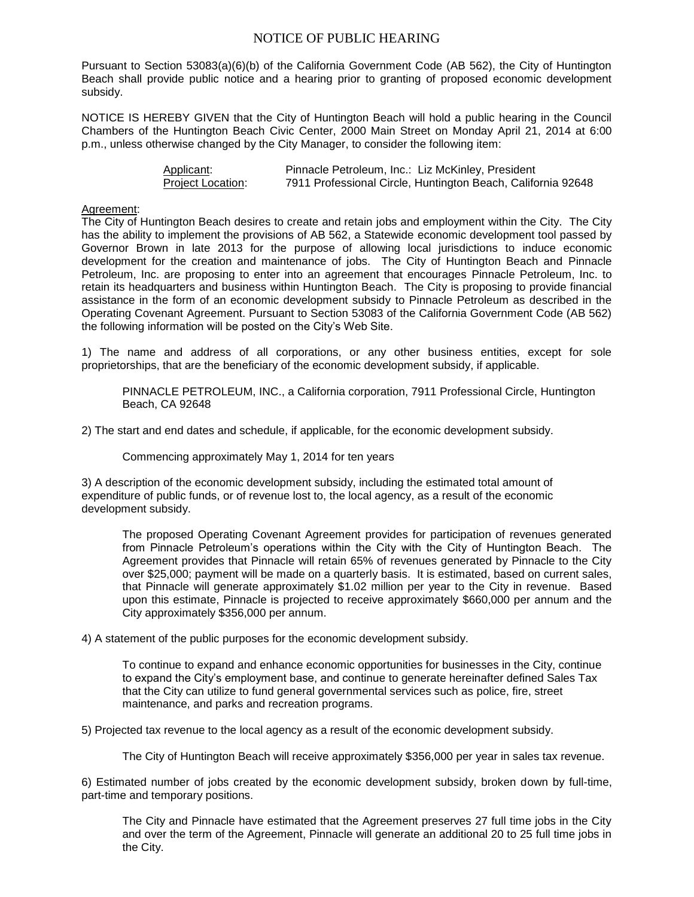# NOTICE OF PUBLIC HEARING

Pursuant to Section 53083(a)(6)(b) of the California Government Code (AB 562), the City of Huntington Beach shall provide public notice and a hearing prior to granting of proposed economic development subsidy.

NOTICE IS HEREBY GIVEN that the City of Huntington Beach will hold a public hearing in the Council Chambers of the Huntington Beach Civic Center, 2000 Main Street on Monday April 21, 2014 at 6:00 p.m., unless otherwise changed by the City Manager, to consider the following item:

<u>Applicant</u>: Pinnacle Petroleum, Inc.: Liz McKinley, President
<u>Project Location</u>: 7911 Professional Circle, Huntington Beach, California 92648

<u>Agreement</u>:
The City of Huntington Beach desires to create and retain jobs and employment within the City. The City has the ability to implement the provisions of AB 562, a Statewide economic development tool passed by Governor Brown in late 2013 for the purpose of allowing local jurisdictions to induce economic development for the creation and maintenance of jobs. The City of Huntington Beach and Pinnacle Petroleum, Inc. are proposing to enter into an agreement that encourages Pinnacle Petroleum, Inc. to retain its headquarters and business within Huntington Beach. The City is proposing to provide financial assistance in the form of an economic development subsidy to Pinnacle Petroleum as described in the Operating Covenant Agreement. Pursuant to Section 53083 of the California Government Code (AB 562) the following information will be posted on the City's Web Site.

1) The name and address of all corporations, or any other business entities, except for sole proprietorships, that are the beneficiary of the economic development subsidy, if applicable.

> PINNACLE PETROLEUM, INC., a California corporation, 7911 Professional Circle, Huntington Beach, CA 92648

2) The start and end dates and schedule, if applicable, for the economic development subsidy.

> Commencing approximately May 1, 2014 for ten years

3) A description of the economic development subsidy, including the estimated total amount of expenditure of public funds, or of revenue lost to, the local agency, as a result of the economic development subsidy.

> The proposed Operating Covenant Agreement provides for participation of revenues generated from Pinnacle Petroleum's operations within the City with the City of Huntington Beach. The Agreement provides that Pinnacle will retain 65% of revenues generated by Pinnacle to the City over $25,000; payment will be made on a quarterly basis. It is estimated, based on current sales, that Pinnacle will generate approximately $1.02 million per year to the City in revenue. Based upon this estimate, Pinnacle is projected to receive approximately $660,000 per annum and the City approximately $356,000 per annum.

4) A statement of the public purposes for the economic development subsidy.

> To continue to expand and enhance economic opportunities for businesses in the City, continue to expand the City's employment base, and continue to generate hereinafter defined Sales Tax that the City can utilize to fund general governmental services such as police, fire, street maintenance, and parks and recreation programs.

5) Projected tax revenue to the local agency as a result of the economic development subsidy.

> The City of Huntington Beach will receive approximately $356,000 per year in sales tax revenue.

6) Estimated number of jobs created by the economic development subsidy, broken down by full-time, part-time and temporary positions.

> The City and Pinnacle have estimated that the Agreement preserves 27 full time jobs in the City and over the term of the Agreement, Pinnacle will generate an additional 20 to 25 full time jobs in the City.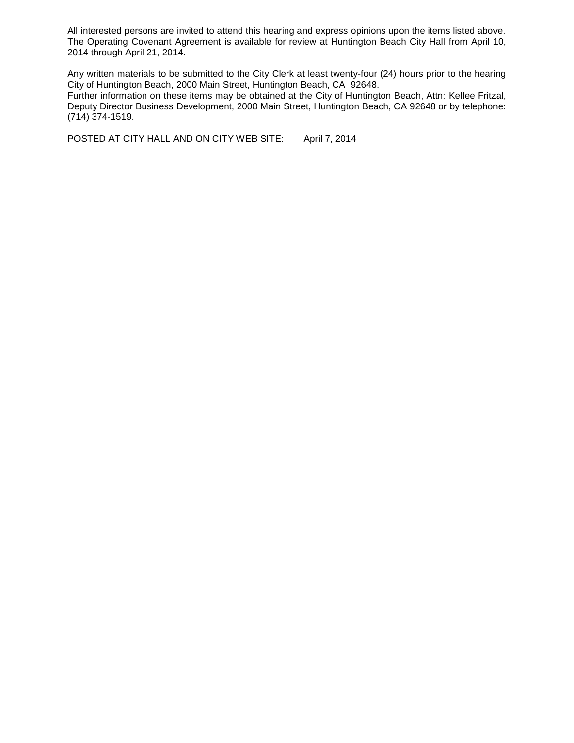All interested persons are invited to attend this hearing and express opinions upon the items listed above. The Operating Covenant Agreement is available for review at Huntington Beach City Hall from April 10, 2014 through April 21, 2014.

Any written materials to be submitted to the City Clerk at least twenty-four (24) hours prior to the hearing City of Huntington Beach, 2000 Main Street, Huntington Beach, CA 92648.
Further information on these items may be obtained at the City of Huntington Beach, Attn: Kellee Fritzal, Deputy Director Business Development, 2000 Main Street, Huntington Beach, CA 92648 or by telephone: (714) 374-1519.

POSTED AT CITY HALL AND ON CITY WEB SITE: April 7, 2014